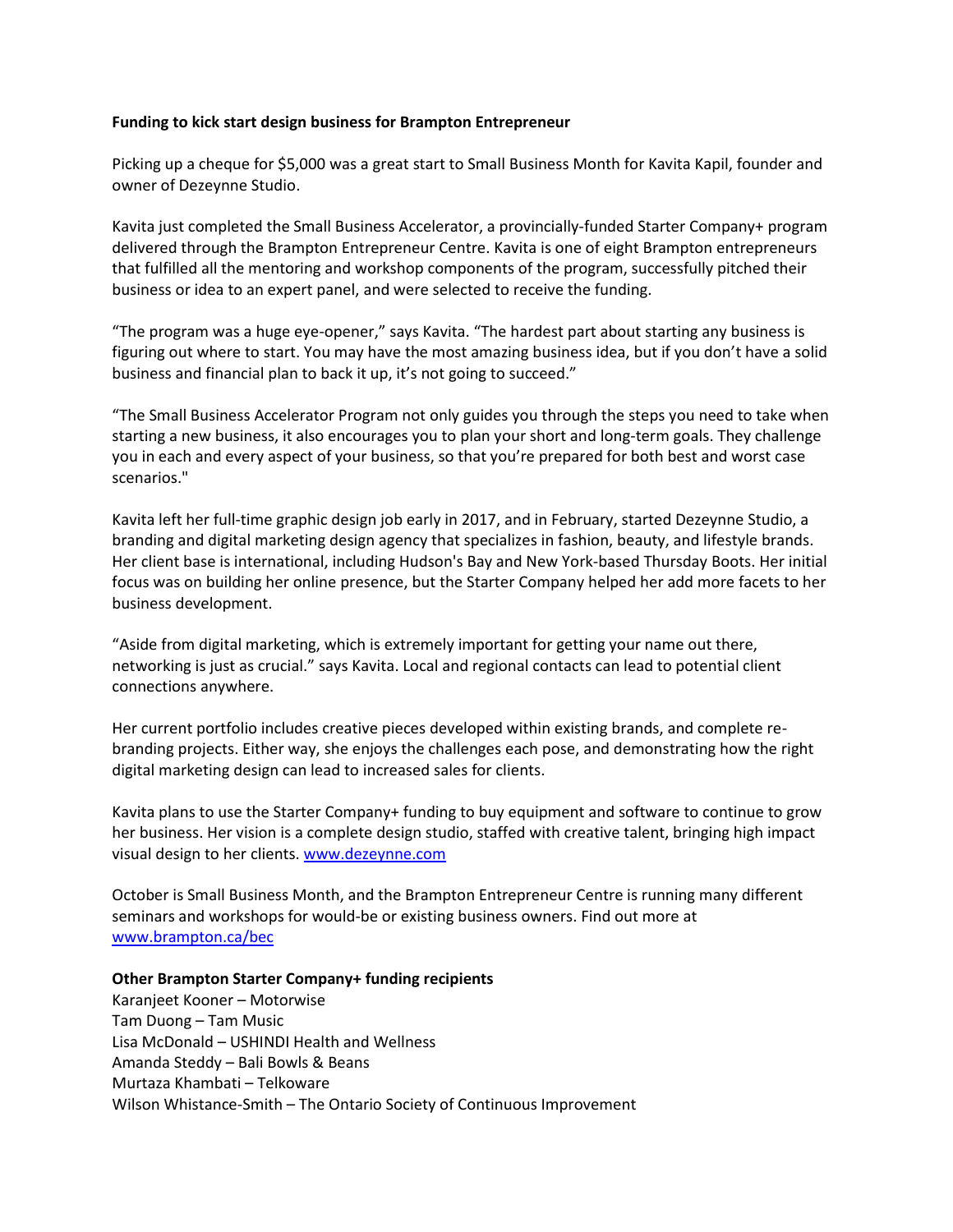**Funding to kick start design business for Brampton Entrepreneur**

Picking up a cheque for $5,000 was a great start to Small Business Month for Kavita Kapil, founder and owner of Dezeynne Studio.

Kavita just completed the Small Business Accelerator, a provincially-funded Starter Company+ program delivered through the Brampton Entrepreneur Centre. Kavita is one of eight Brampton entrepreneurs that fulfilled all the mentoring and workshop components of the program, successfully pitched their business or idea to an expert panel, and were selected to receive the funding.

"The program was a huge eye-opener," says Kavita. "The hardest part about starting any business is figuring out where to start. You may have the most amazing business idea, but if you don't have a solid business and financial plan to back it up, it's not going to succeed."

"The Small Business Accelerator Program not only guides you through the steps you need to take when starting a new business, it also encourages you to plan your short and long-term goals. They challenge you in each and every aspect of your business, so that you're prepared for both best and worst case scenarios."

Kavita left her full-time graphic design job early in 2017, and in February, started Dezeynne Studio, a branding and digital marketing design agency that specializes in fashion, beauty, and lifestyle brands. Her client base is international, including Hudson's Bay and New York-based Thursday Boots. Her initial focus was on building her online presence, but the Starter Company helped her add more facets to her business development.

"Aside from digital marketing, which is extremely important for getting your name out there, networking is just as crucial." says Kavita. Local and regional contacts can lead to potential client connections anywhere.

Her current portfolio includes creative pieces developed within existing brands, and complete re-branding projects. Either way, she enjoys the challenges each pose, and demonstrating how the right digital marketing design can lead to increased sales for clients.

Kavita plans to use the Starter Company+ funding to buy equipment and software to continue to grow her business. Her vision is a complete design studio, staffed with creative talent, bringing high impact visual design to her clients. [www.dezeynne.com](www.dezeynne.com)

October is Small Business Month, and the Brampton Entrepreneur Centre is running many different seminars and workshops for would-be or existing business owners. Find out more at [www.brampton.ca/bec](www.brampton.ca/bec)

**Other Brampton Starter Company+ funding recipients**

Karanjeet Kooner – Motorwise
Tam Duong – Tam Music
Lisa McDonald – USHINDI Health and Wellness
Amanda Steddy – Bali Bowls & Beans
Murtaza Khambati – Telkoware
Wilson Whistance-Smith – The Ontario Society of Continuous Improvement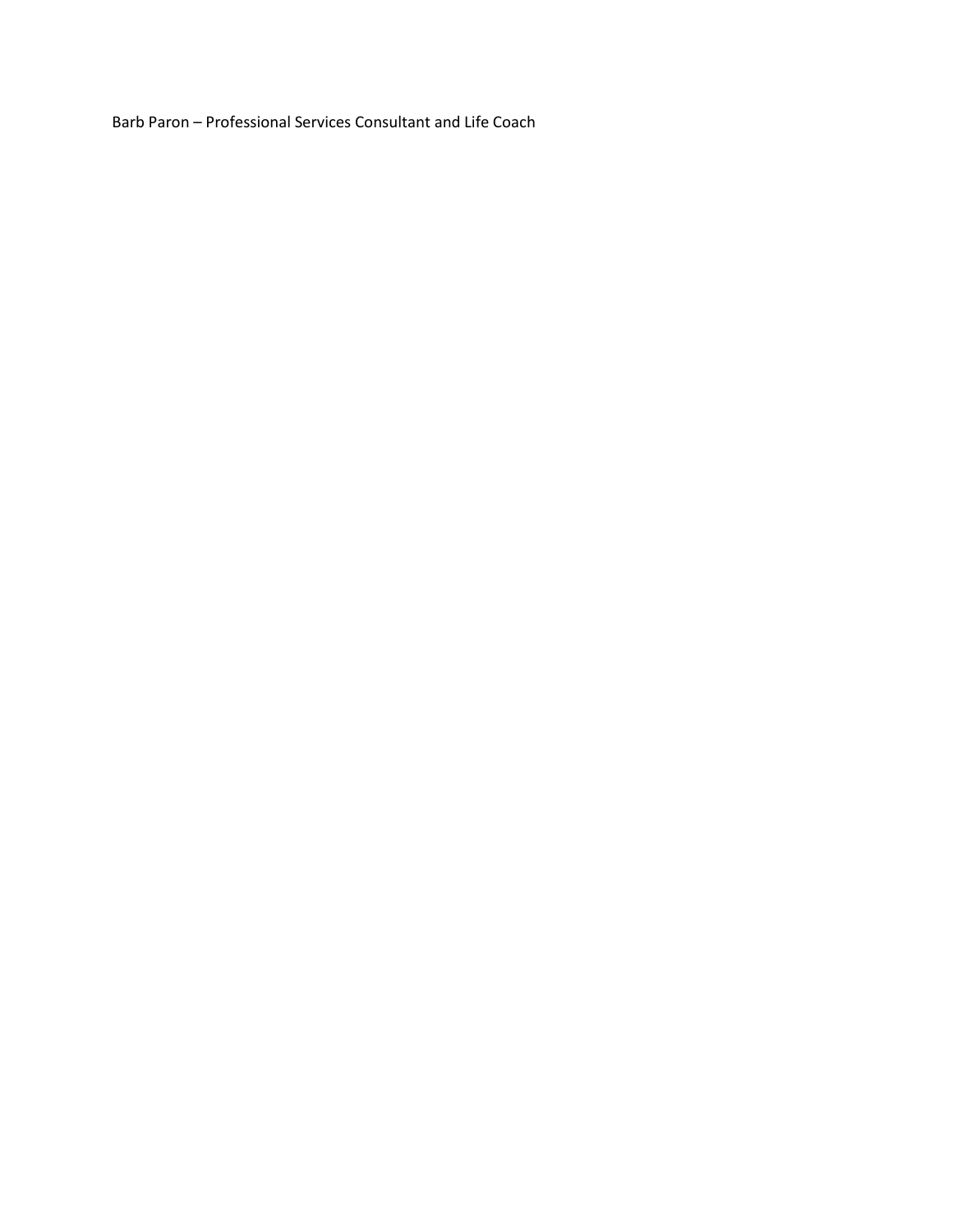Barb Paron – Professional Services Consultant and Life Coach